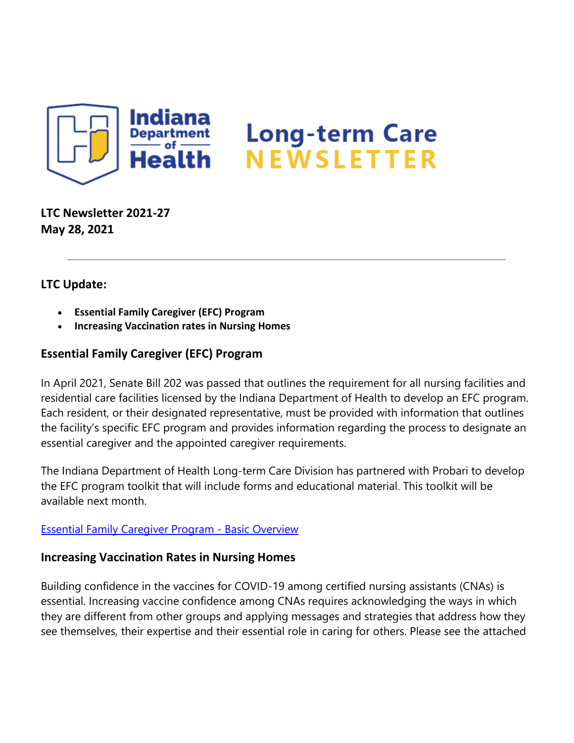# Indiana Department of Health Long-term Care NEWSLETTER

**LTC Newsletter 2021-27**
**May 28, 2021**

---

### LTC Update:

- **Essential Family Caregiver (EFC) Program**
- **Increasing Vaccination rates in Nursing Homes**

## Essential Family Caregiver (EFC) Program

In April 2021, Senate Bill 202 was passed that outlines the requirement for all nursing facilities and residential care facilities licensed by the Indiana Department of Health to develop an EFC program. Each resident, or their designated representative, must be provided with information that outlines the facility's specific EFC program and provides information regarding the process to designate an essential caregiver and the appointed caregiver requirements.

The Indiana Department of Health Long-term Care Division has partnered with Probari to develop the EFC program toolkit that will include forms and educational material. This toolkit will be available next month.

Essential Family Caregiver Program - Basic Overview

## Increasing Vaccination Rates in Nursing Homes

Building confidence in the vaccines for COVID-19 among certified nursing assistants (CNAs) is essential. Increasing vaccine confidence among CNAs requires acknowledging the ways in which they are different from other groups and applying messages and strategies that address how they see themselves, their expertise and their essential role in caring for others. Please see the attached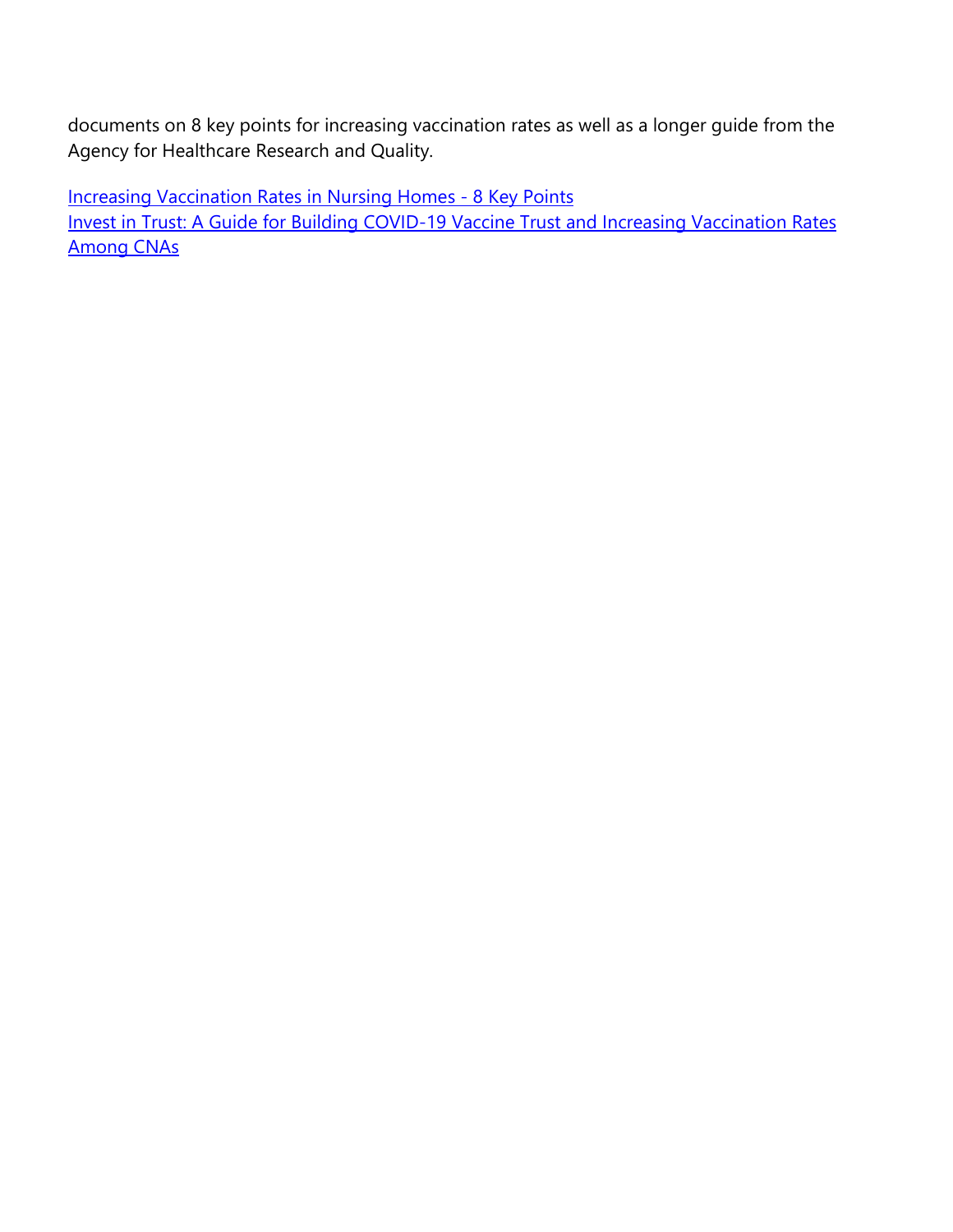documents on 8 key points for increasing vaccination rates as well as a longer guide from the Agency for Healthcare Research and Quality.

Increasing Vaccination Rates in Nursing Homes - 8 Key Points
Invest in Trust: A Guide for Building COVID-19 Vaccine Trust and Increasing Vaccination Rates Among CNAs